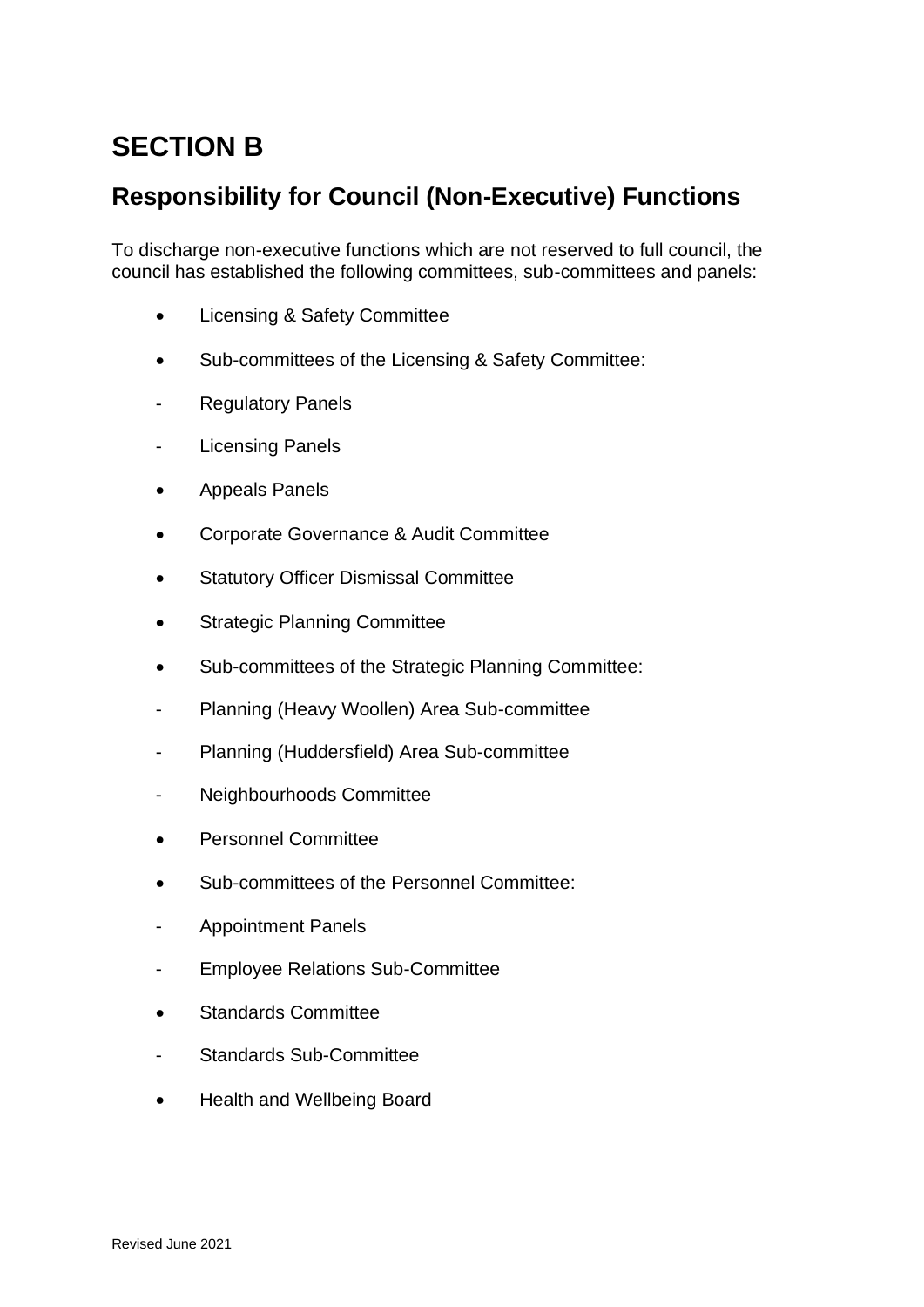# SECTION B

## Responsibility for Council (Non-Executive) Functions

To discharge non-executive functions which are not reserved to full council, the council has established the following committees, sub-committees and panels:

- Licensing & Safety Committee
- Sub-committees of the Licensing & Safety Committee:
  - Regulatory Panels
  - Licensing Panels
- Appeals Panels
- Corporate Governance & Audit Committee
- Statutory Officer Dismissal Committee
- Strategic Planning Committee
- Sub-committees of the Strategic Planning Committee:
  - Planning (Heavy Woollen) Area Sub-committee
  - Planning (Huddersfield) Area Sub-committee
  - Neighbourhoods Committee
- Personnel Committee
- Sub-committees of the Personnel Committee:
  - Appointment Panels
  - Employee Relations Sub-Committee
- Standards Committee
  - Standards Sub-Committee
- Health and Wellbeing Board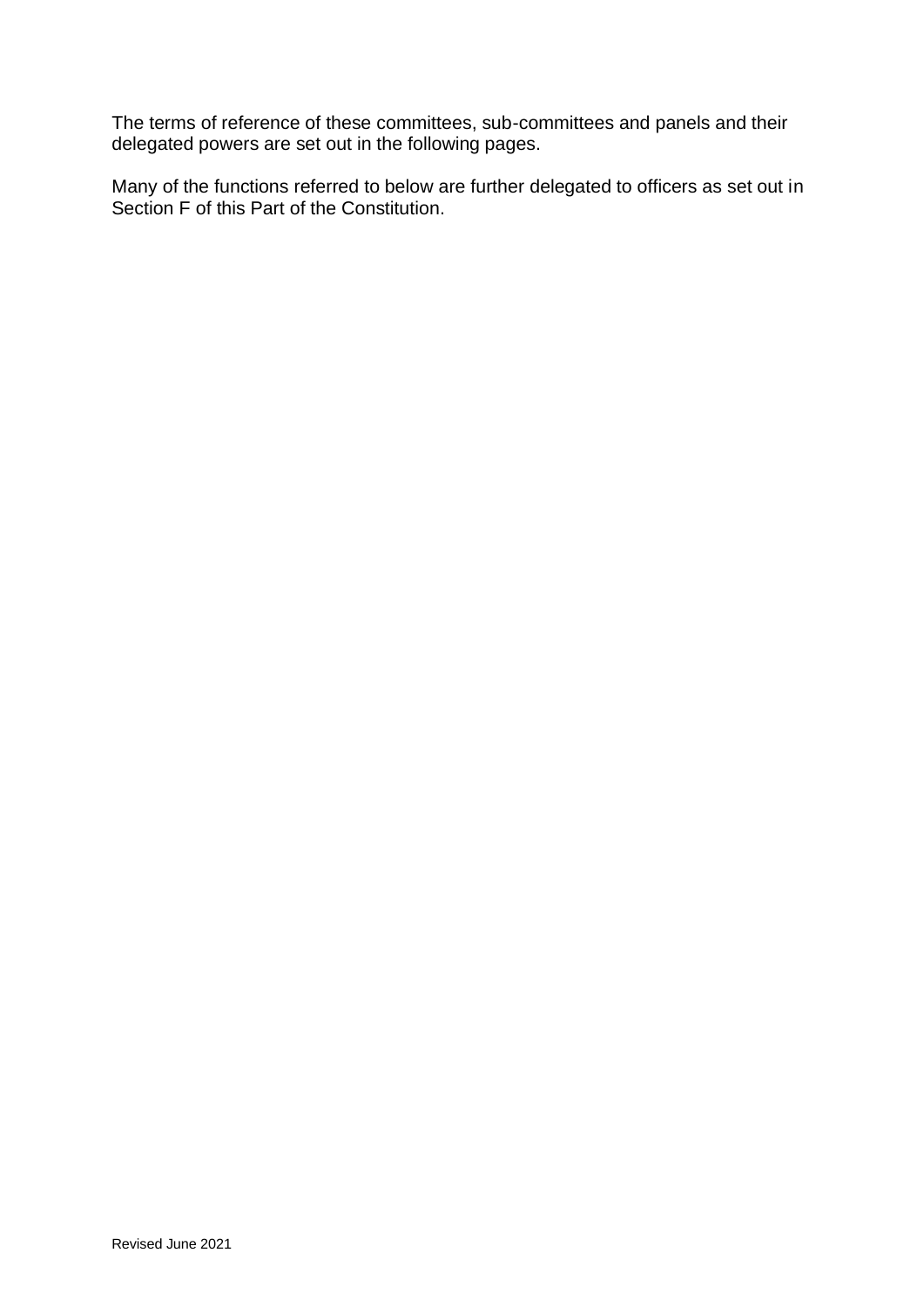The terms of reference of these committees, sub-committees and panels and their delegated powers are set out in the following pages.

Many of the functions referred to below are further delegated to officers as set out in Section F of this Part of the Constitution.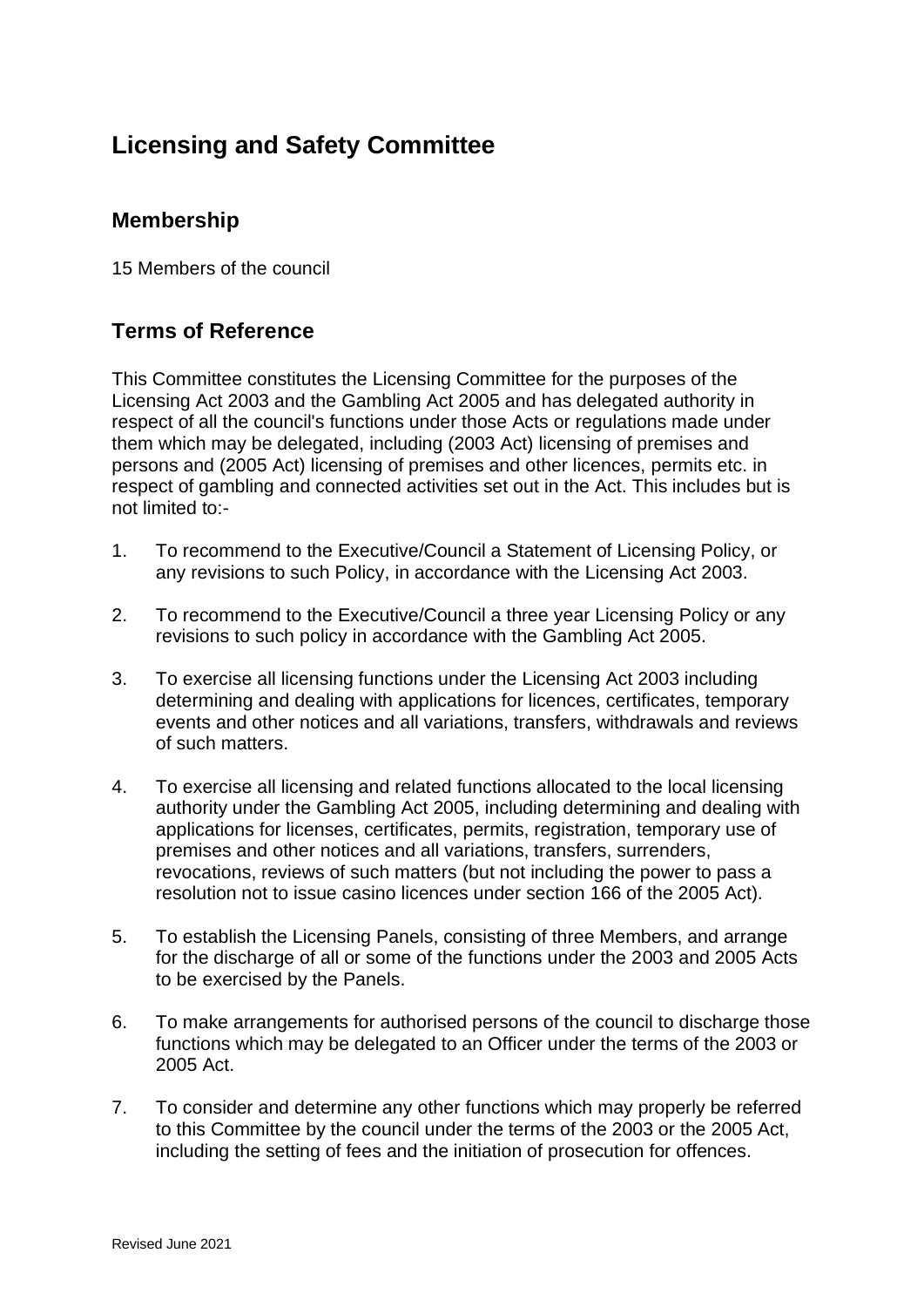# Licensing and Safety Committee

## Membership

15 Members of the council

## Terms of Reference

This Committee constitutes the Licensing Committee for the purposes of the Licensing Act 2003 and the Gambling Act 2005 and has delegated authority in respect of all the council's functions under those Acts or regulations made under them which may be delegated, including (2003 Act) licensing of premises and persons and (2005 Act) licensing of premises and other licences, permits etc. in respect of gambling and connected activities set out in the Act. This includes but is not limited to:-

1. To recommend to the Executive/Council a Statement of Licensing Policy, or any revisions to such Policy, in accordance with the Licensing Act 2003.

2. To recommend to the Executive/Council a three year Licensing Policy or any revisions to such policy in accordance with the Gambling Act 2005.

3. To exercise all licensing functions under the Licensing Act 2003 including determining and dealing with applications for licences, certificates, temporary events and other notices and all variations, transfers, withdrawals and reviews of such matters.

4. To exercise all licensing and related functions allocated to the local licensing authority under the Gambling Act 2005, including determining and dealing with applications for licenses, certificates, permits, registration, temporary use of premises and other notices and all variations, transfers, surrenders, revocations, reviews of such matters (but not including the power to pass a resolution not to issue casino licences under section 166 of the 2005 Act).

5. To establish the Licensing Panels, consisting of three Members, and arrange for the discharge of all or some of the functions under the 2003 and 2005 Acts to be exercised by the Panels.

6. To make arrangements for authorised persons of the council to discharge those functions which may be delegated to an Officer under the terms of the 2003 or 2005 Act.

7. To consider and determine any other functions which may properly be referred to this Committee by the council under the terms of the 2003 or the 2005 Act, including the setting of fees and the initiation of prosecution for offences.

Revised June 2021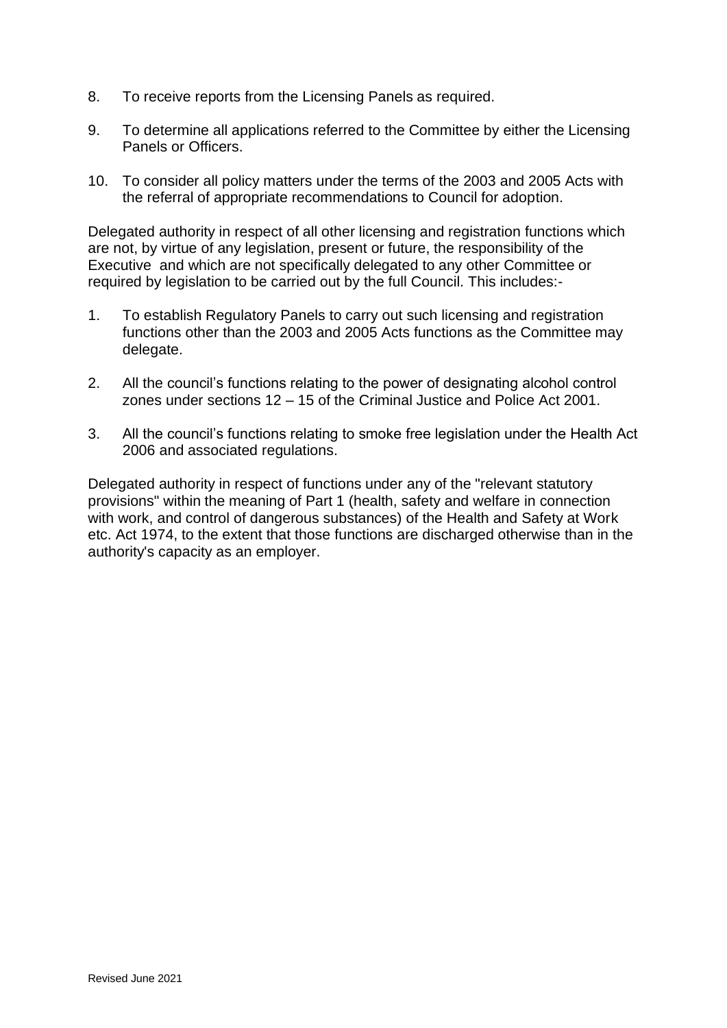8. To receive reports from the Licensing Panels as required.

9. To determine all applications referred to the Committee by either the Licensing Panels or Officers.

10. To consider all policy matters under the terms of the 2003 and 2005 Acts with the referral of appropriate recommendations to Council for adoption.

Delegated authority in respect of all other licensing and registration functions which are not, by virtue of any legislation, present or future, the responsibility of the Executive and which are not specifically delegated to any other Committee or required by legislation to be carried out by the full Council. This includes:-

1. To establish Regulatory Panels to carry out such licensing and registration functions other than the 2003 and 2005 Acts functions as the Committee may delegate.

2. All the council's functions relating to the power of designating alcohol control zones under sections 12 – 15 of the Criminal Justice and Police Act 2001.

3. All the council's functions relating to smoke free legislation under the Health Act 2006 and associated regulations.

Delegated authority in respect of functions under any of the "relevant statutory provisions" within the meaning of Part 1 (health, safety and welfare in connection with work, and control of dangerous substances) of the Health and Safety at Work etc. Act 1974, to the extent that those functions are discharged otherwise than in the authority's capacity as an employer.

Revised June 2021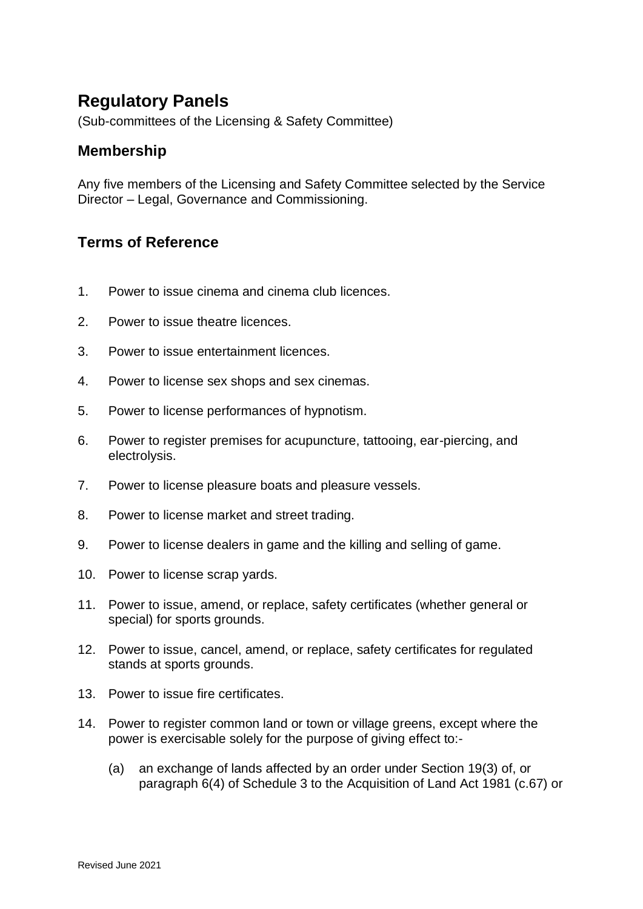# Regulatory Panels

(Sub-committees of the Licensing & Safety Committee)

## Membership

Any five members of the Licensing and Safety Committee selected by the Service Director – Legal, Governance and Commissioning.

## Terms of Reference

1. Power to issue cinema and cinema club licences.
2. Power to issue theatre licences.
3. Power to issue entertainment licences.
4. Power to license sex shops and sex cinemas.
5. Power to license performances of hypnotism.
6. Power to register premises for acupuncture, tattooing, ear-piercing, and electrolysis.
7. Power to license pleasure boats and pleasure vessels.
8. Power to license market and street trading.
9. Power to license dealers in game and the killing and selling of game.
10. Power to license scrap yards.
11. Power to issue, amend, or replace, safety certificates (whether general or special) for sports grounds.
12. Power to issue, cancel, amend, or replace, safety certificates for regulated stands at sports grounds.
13. Power to issue fire certificates.
14. Power to register common land or town or village greens, except where the power is exercisable solely for the purpose of giving effect to:-
    (a) an exchange of lands affected by an order under Section 19(3) of, or paragraph 6(4) of Schedule 3 to the Acquisition of Land Act 1981 (c.67) or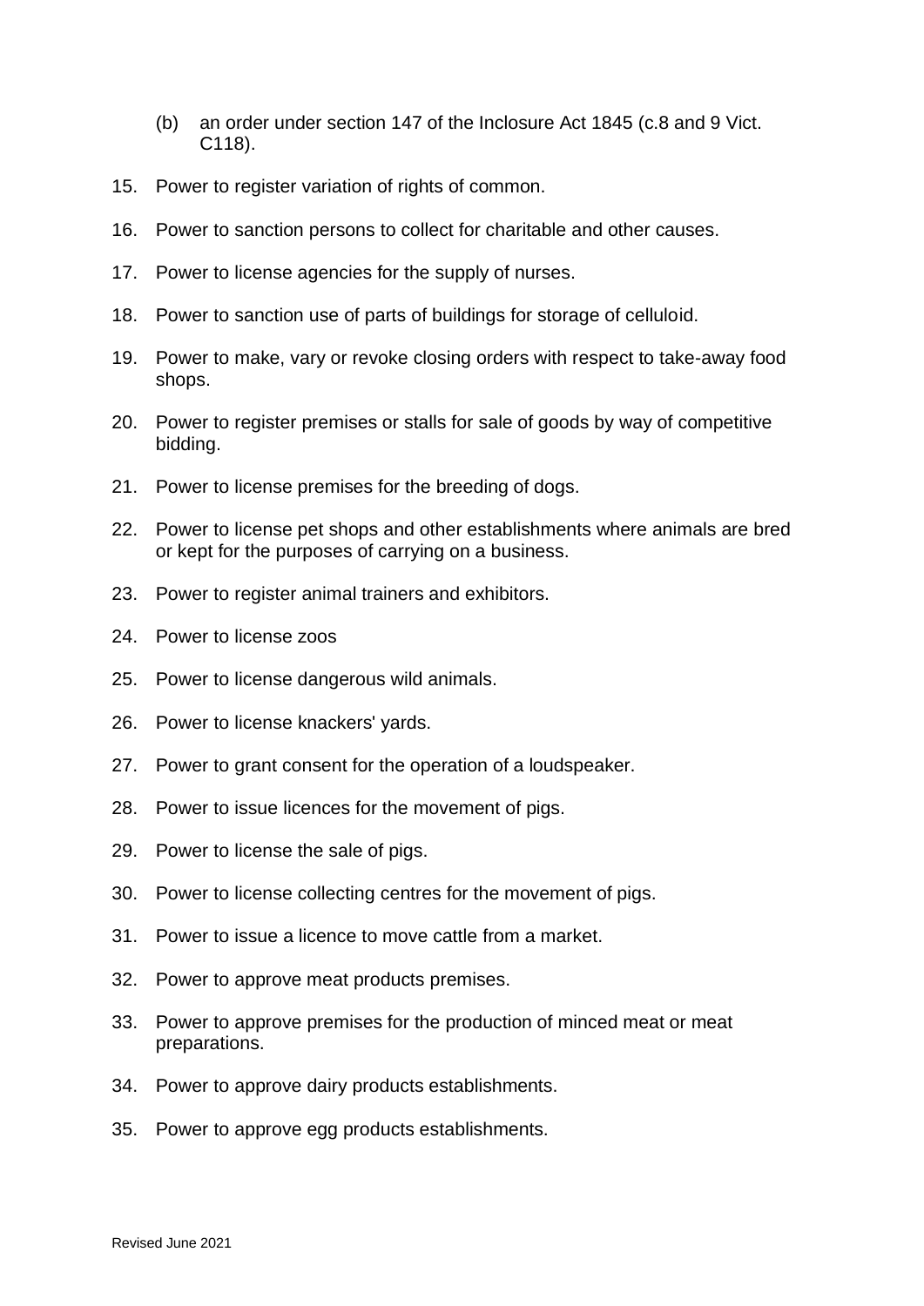(b) an order under section 147 of the Inclosure Act 1845 (c.8 and 9 Vict. C118).

15. Power to register variation of rights of common.
16. Power to sanction persons to collect for charitable and other causes.
17. Power to license agencies for the supply of nurses.
18. Power to sanction use of parts of buildings for storage of celluloid.
19. Power to make, vary or revoke closing orders with respect to take-away food shops.
20. Power to register premises or stalls for sale of goods by way of competitive bidding.
21. Power to license premises for the breeding of dogs.
22. Power to license pet shops and other establishments where animals are bred or kept for the purposes of carrying on a business.
23. Power to register animal trainers and exhibitors.
24. Power to license zoos
25. Power to license dangerous wild animals.
26. Power to license knackers' yards.
27. Power to grant consent for the operation of a loudspeaker.
28. Power to issue licences for the movement of pigs.
29. Power to license the sale of pigs.
30. Power to license collecting centres for the movement of pigs.
31. Power to issue a licence to move cattle from a market.
32. Power to approve meat products premises.
33. Power to approve premises for the production of minced meat or meat preparations.
34. Power to approve dairy products establishments.
35. Power to approve egg products establishments.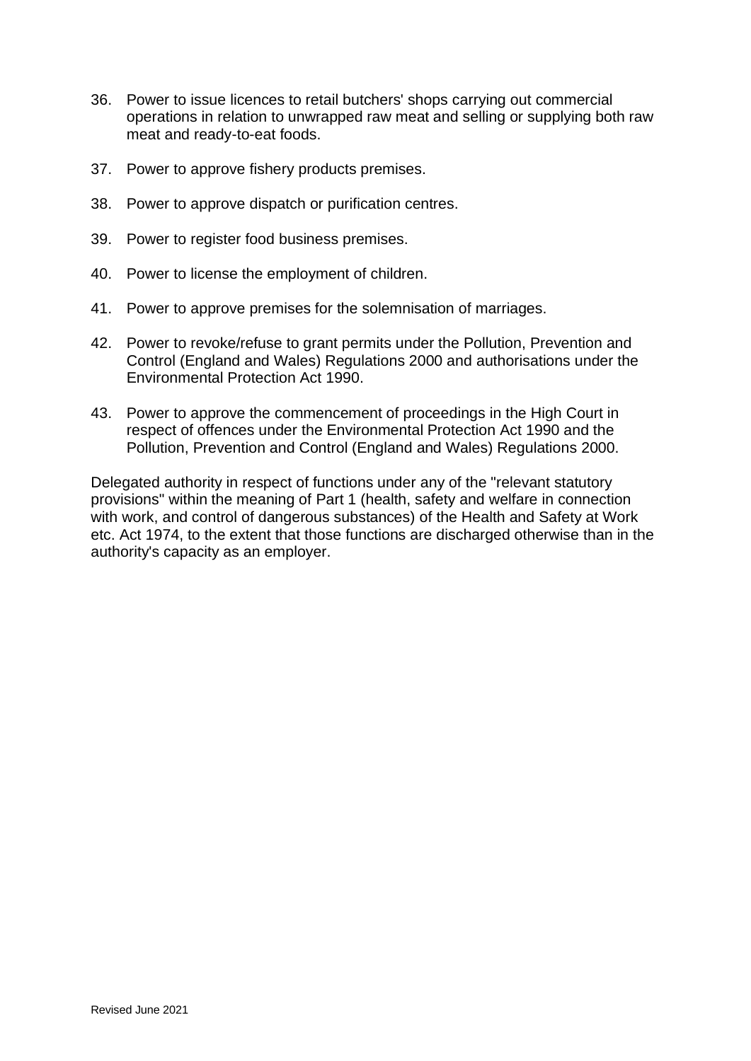36. Power to issue licences to retail butchers' shops carrying out commercial operations in relation to unwrapped raw meat and selling or supplying both raw meat and ready-to-eat foods.

37. Power to approve fishery products premises.

38. Power to approve dispatch or purification centres.

39. Power to register food business premises.

40. Power to license the employment of children.

41. Power to approve premises for the solemnisation of marriages.

42. Power to revoke/refuse to grant permits under the Pollution, Prevention and Control (England and Wales) Regulations 2000 and authorisations under the Environmental Protection Act 1990.

43. Power to approve the commencement of proceedings in the High Court in respect of offences under the Environmental Protection Act 1990 and the Pollution, Prevention and Control (England and Wales) Regulations 2000.

Delegated authority in respect of functions under any of the "relevant statutory provisions" within the meaning of Part 1 (health, safety and welfare in connection with work, and control of dangerous substances) of the Health and Safety at Work etc. Act 1974, to the extent that those functions are discharged otherwise than in the authority's capacity as an employer.

Revised June 2021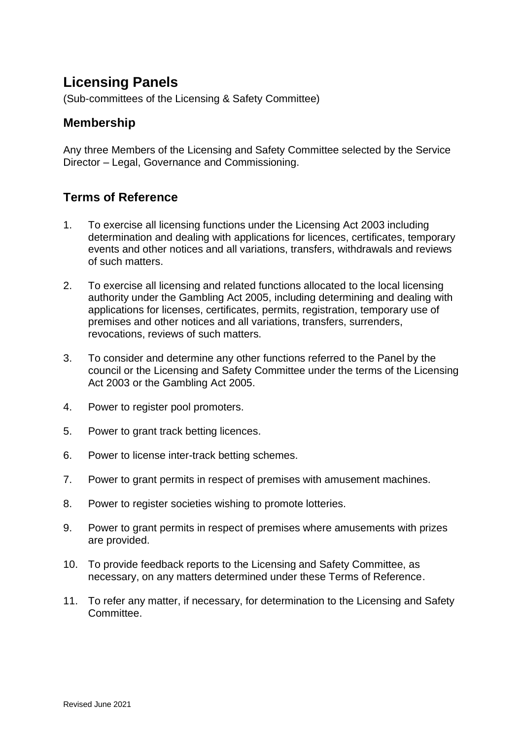# Licensing Panels

(Sub-committees of the Licensing & Safety Committee)

## Membership

Any three Members of the Licensing and Safety Committee selected by the Service Director – Legal, Governance and Commissioning.

## Terms of Reference

1. To exercise all licensing functions under the Licensing Act 2003 including determination and dealing with applications for licences, certificates, temporary events and other notices and all variations, transfers, withdrawals and reviews of such matters.

2. To exercise all licensing and related functions allocated to the local licensing authority under the Gambling Act 2005, including determining and dealing with applications for licenses, certificates, permits, registration, temporary use of premises and other notices and all variations, transfers, surrenders, revocations, reviews of such matters.

3. To consider and determine any other functions referred to the Panel by the council or the Licensing and Safety Committee under the terms of the Licensing Act 2003 or the Gambling Act 2005.

4. Power to register pool promoters.

5. Power to grant track betting licences.

6. Power to license inter-track betting schemes.

7. Power to grant permits in respect of premises with amusement machines.

8. Power to register societies wishing to promote lotteries.

9. Power to grant permits in respect of premises where amusements with prizes are provided.

10. To provide feedback reports to the Licensing and Safety Committee, as necessary, on any matters determined under these Terms of Reference.

11. To refer any matter, if necessary, for determination to the Licensing and Safety Committee.

Revised June 2021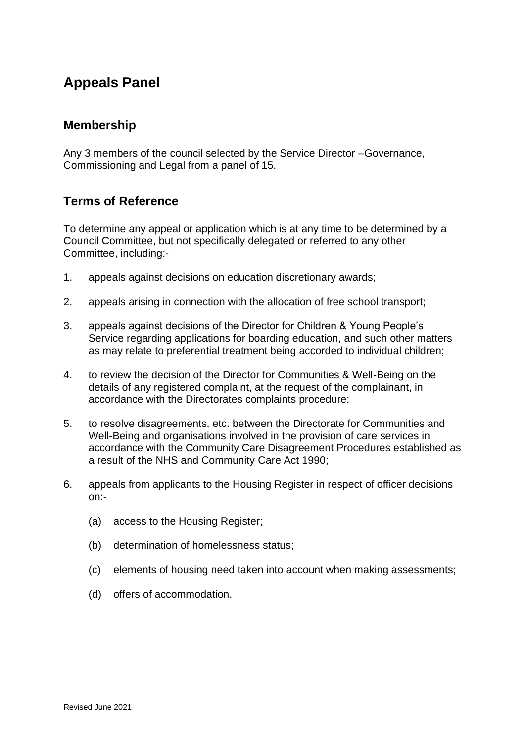# Appeals Panel

## Membership

Any 3 members of the council selected by the Service Director –Governance, Commissioning and Legal from a panel of 15.

## Terms of Reference

To determine any appeal or application which is at any time to be determined by a Council Committee, but not specifically delegated or referred to any other Committee, including:-

1. appeals against decisions on education discretionary awards;
2. appeals arising in connection with the allocation of free school transport;
3. appeals against decisions of the Director for Children & Young People's Service regarding applications for boarding education, and such other matters as may relate to preferential treatment being accorded to individual children;
4. to review the decision of the Director for Communities & Well-Being on the details of any registered complaint, at the request of the complainant, in accordance with the Directorates complaints procedure;
5. to resolve disagreements, etc. between the Directorate for Communities and Well-Being and organisations involved in the provision of care services in accordance with the Community Care Disagreement Procedures established as a result of the NHS and Community Care Act 1990;
6. appeals from applicants to the Housing Register in respect of officer decisions on:-
   (a) access to the Housing Register;
   (b) determination of homelessness status;
   (c) elements of housing need taken into account when making assessments;
   (d) offers of accommodation.

Revised June 2021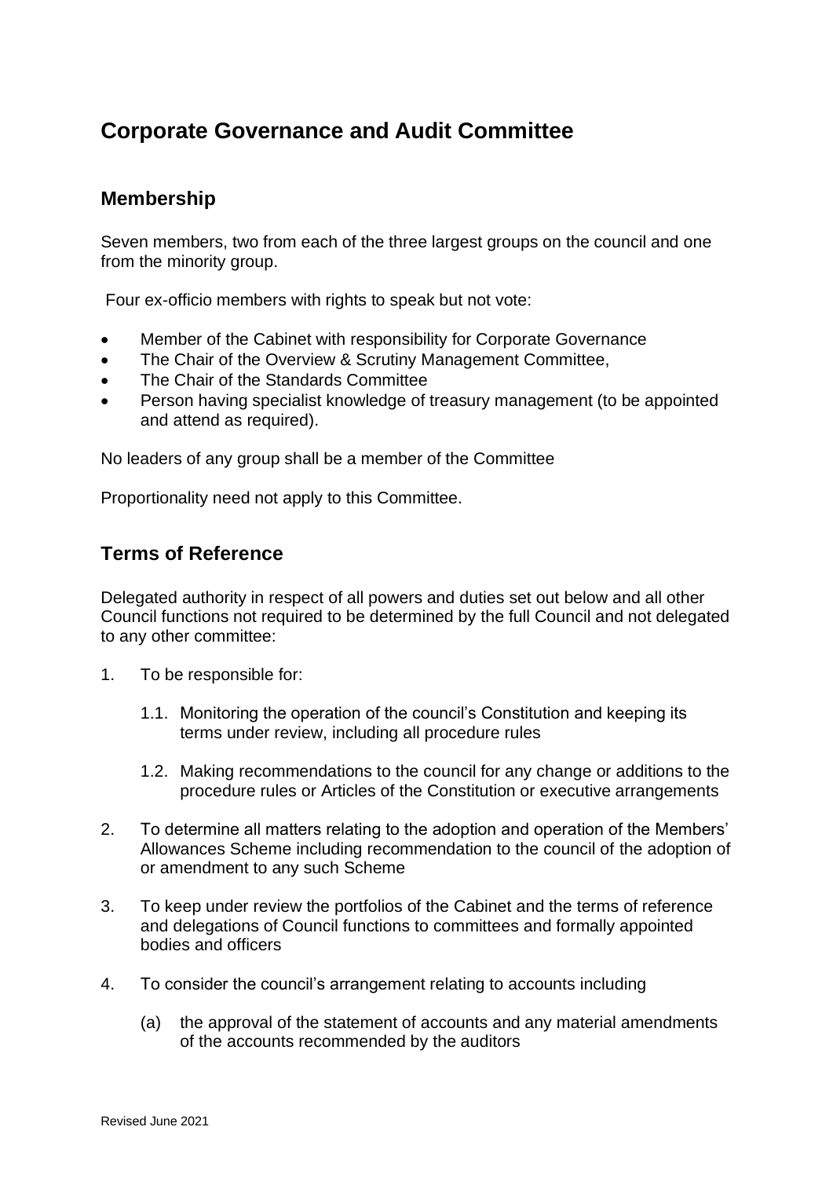# Corporate Governance and Audit Committee

## Membership

Seven members, two from each of the three largest groups on the council and one from the minority group.

Four ex-officio members with rights to speak but not vote:

- Member of the Cabinet with responsibility for Corporate Governance
- The Chair of the Overview & Scrutiny Management Committee,
- The Chair of the Standards Committee
- Person having specialist knowledge of treasury management (to be appointed and attend as required).

No leaders of any group shall be a member of the Committee

Proportionality need not apply to this Committee.

## Terms of Reference

Delegated authority in respect of all powers and duties set out below and all other Council functions not required to be determined by the full Council and not delegated to any other committee:

1. To be responsible for:

    1.1. Monitoring the operation of the council's Constitution and keeping its terms under review, including all procedure rules

    1.2. Making recommendations to the council for any change or additions to the procedure rules or Articles of the Constitution or executive arrangements

2. To determine all matters relating to the adoption and operation of the Members' Allowances Scheme including recommendation to the council of the adoption of or amendment to any such Scheme

3. To keep under review the portfolios of the Cabinet and the terms of reference and delegations of Council functions to committees and formally appointed bodies and officers

4. To consider the council's arrangement relating to accounts including

    (a) the approval of the statement of accounts and any material amendments of the accounts recommended by the auditors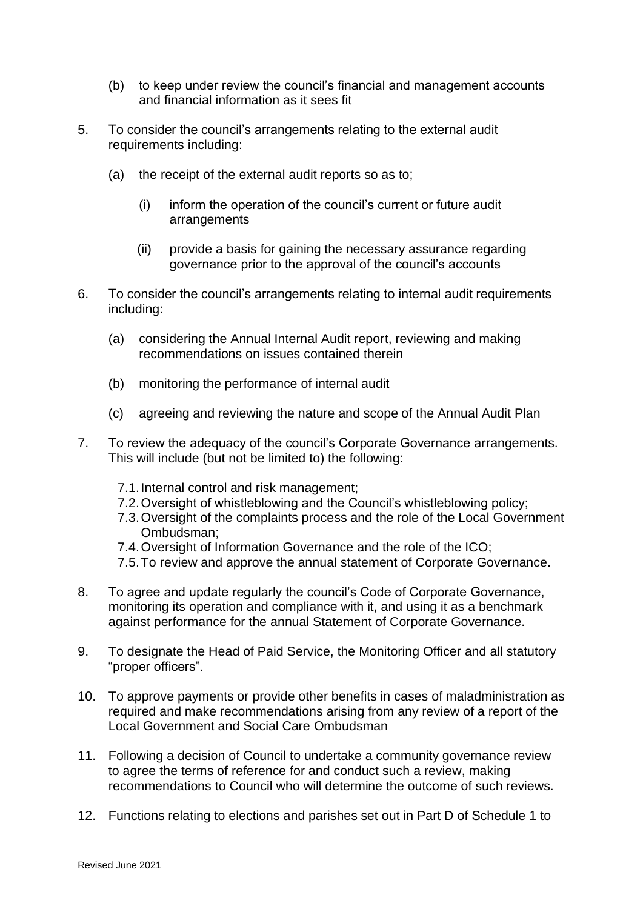(b) to keep under review the council's financial and management accounts and financial information as it sees fit

5. To consider the council's arrangements relating to the external audit requirements including:

   (a) the receipt of the external audit reports so as to;

      (i) inform the operation of the council's current or future audit arrangements

      (ii) provide a basis for gaining the necessary assurance regarding governance prior to the approval of the council's accounts

6. To consider the council's arrangements relating to internal audit requirements including:

   (a) considering the Annual Internal Audit report, reviewing and making recommendations on issues contained therein

   (b) monitoring the performance of internal audit

   (c) agreeing and reviewing the nature and scope of the Annual Audit Plan

7. To review the adequacy of the council's Corporate Governance arrangements. This will include (but not be limited to) the following:

   7.1. Internal control and risk management;
   7.2. Oversight of whistleblowing and the Council's whistleblowing policy;
   7.3. Oversight of the complaints process and the role of the Local Government Ombudsman;
   7.4. Oversight of Information Governance and the role of the ICO;
   7.5. To review and approve the annual statement of Corporate Governance.

8. To agree and update regularly the council's Code of Corporate Governance, monitoring its operation and compliance with it, and using it as a benchmark against performance for the annual Statement of Corporate Governance.

9. To designate the Head of Paid Service, the Monitoring Officer and all statutory "proper officers".

10. To approve payments or provide other benefits in cases of maladministration as required and make recommendations arising from any review of a report of the Local Government and Social Care Ombudsman

11. Following a decision of Council to undertake a community governance review to agree the terms of reference for and conduct such a review, making recommendations to Council who will determine the outcome of such reviews.

12. Functions relating to elections and parishes set out in Part D of Schedule 1 to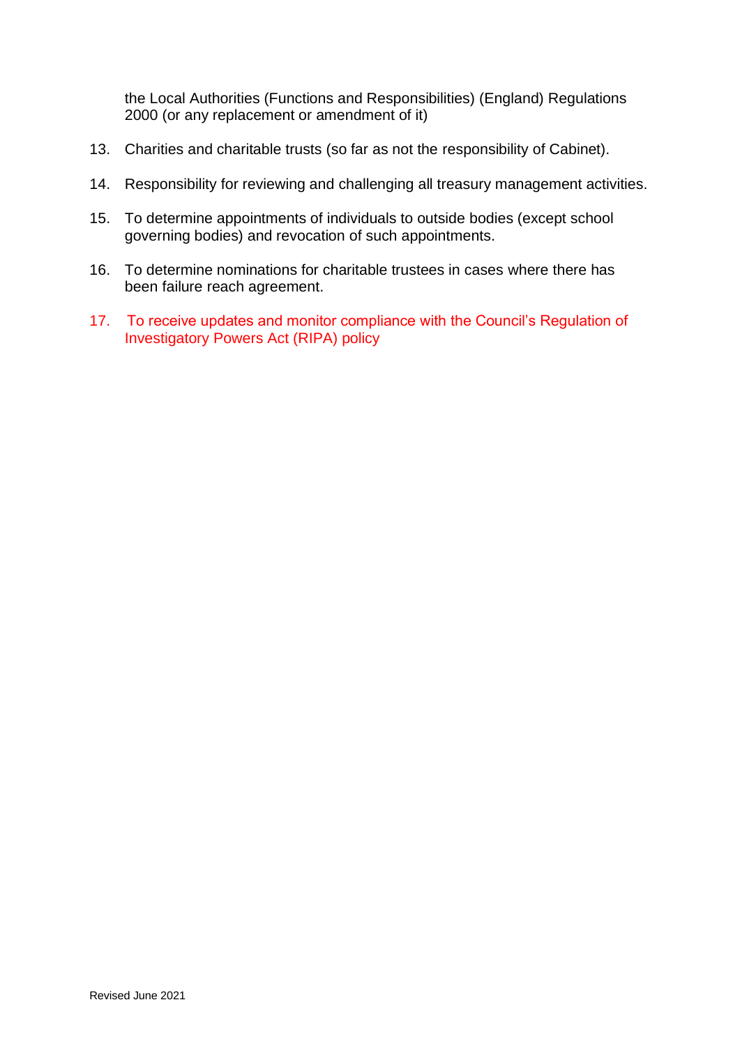the Local Authorities (Functions and Responsibilities) (England) Regulations 2000 (or any replacement or amendment of it)

13. Charities and charitable trusts (so far as not the responsibility of Cabinet).

14. Responsibility for reviewing and challenging all treasury management activities.

15. To determine appointments of individuals to outside bodies (except school governing bodies) and revocation of such appointments.

16. To determine nominations for charitable trustees in cases where there has been failure reach agreement.

17. To receive updates and monitor compliance with the Council's Regulation of Investigatory Powers Act (RIPA) policy

Revised June 2021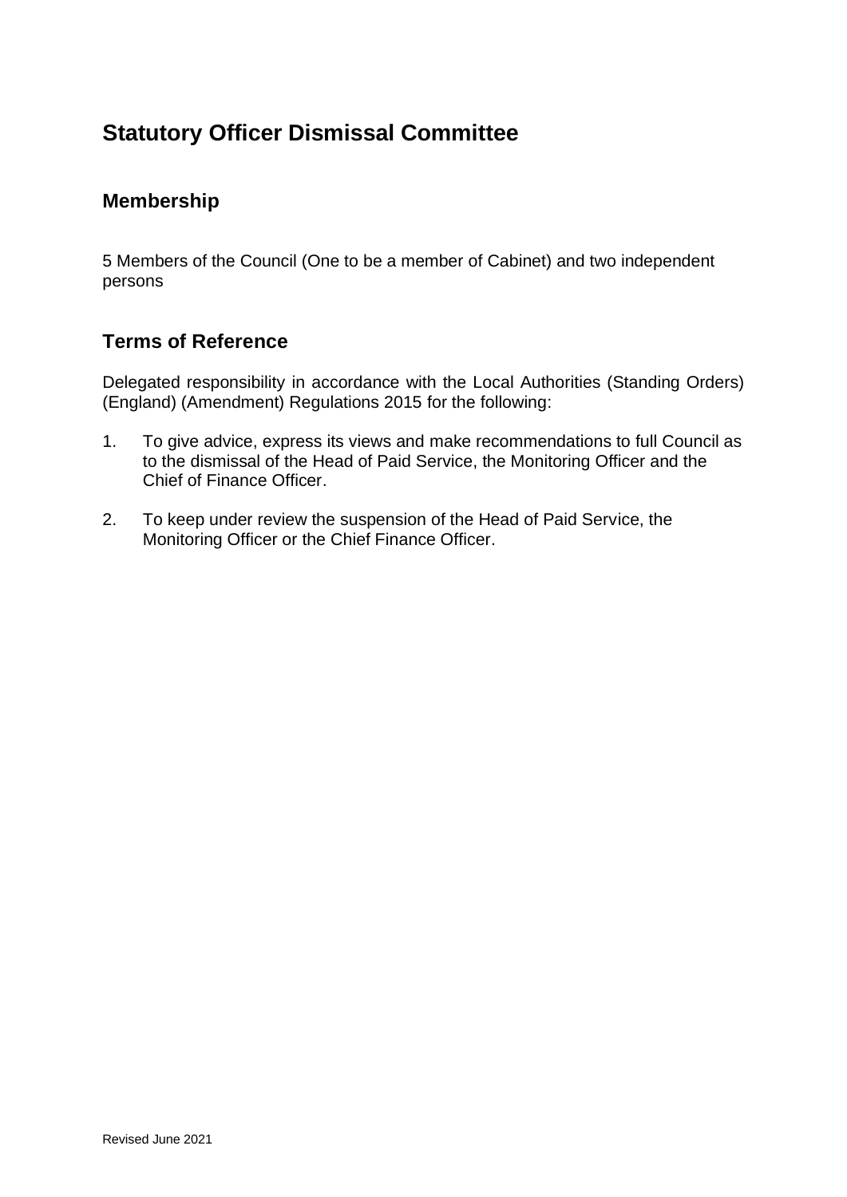# Statutory Officer Dismissal Committee

## Membership

5 Members of the Council (One to be a member of Cabinet) and two independent persons

## Terms of Reference

Delegated responsibility in accordance with the Local Authorities (Standing Orders) (England) (Amendment) Regulations 2015 for the following:

1. To give advice, express its views and make recommendations to full Council as to the dismissal of the Head of Paid Service, the Monitoring Officer and the Chief of Finance Officer.

2. To keep under review the suspension of the Head of Paid Service, the Monitoring Officer or the Chief Finance Officer.

Revised June 2021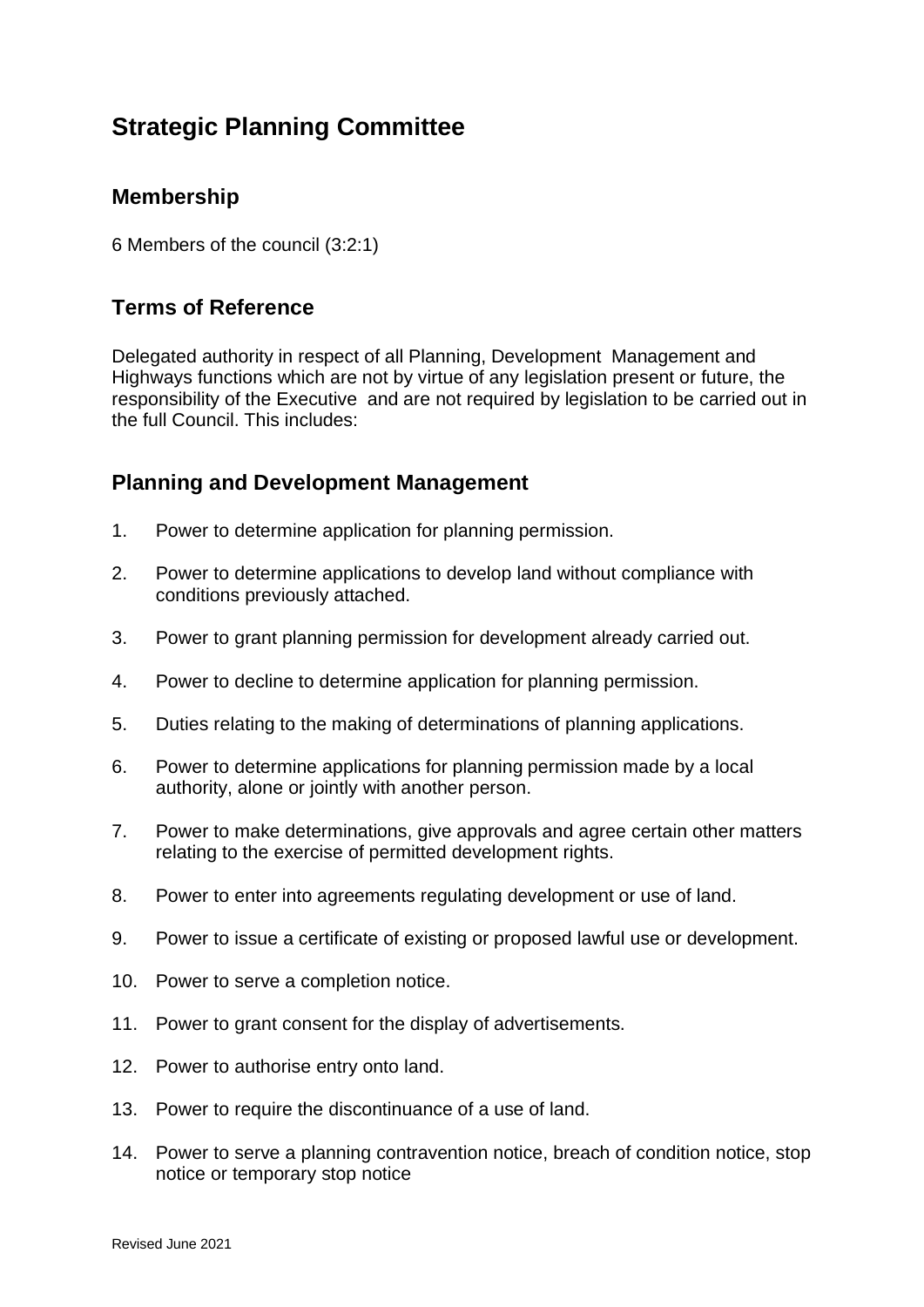# Strategic Planning Committee

## Membership

6 Members of the council (3:2:1)

## Terms of Reference

Delegated authority in respect of all Planning, Development Management and Highways functions which are not by virtue of any legislation present or future, the responsibility of the Executive and are not required by legislation to be carried out in the full Council. This includes:

## Planning and Development Management

1. Power to determine application for planning permission.
2. Power to determine applications to develop land without compliance with conditions previously attached.
3. Power to grant planning permission for development already carried out.
4. Power to decline to determine application for planning permission.
5. Duties relating to the making of determinations of planning applications.
6. Power to determine applications for planning permission made by a local authority, alone or jointly with another person.
7. Power to make determinations, give approvals and agree certain other matters relating to the exercise of permitted development rights.
8. Power to enter into agreements regulating development or use of land.
9. Power to issue a certificate of existing or proposed lawful use or development.
10. Power to serve a completion notice.
11. Power to grant consent for the display of advertisements.
12. Power to authorise entry onto land.
13. Power to require the discontinuance of a use of land.
14. Power to serve a planning contravention notice, breach of condition notice, stop notice or temporary stop notice

Revised June 2021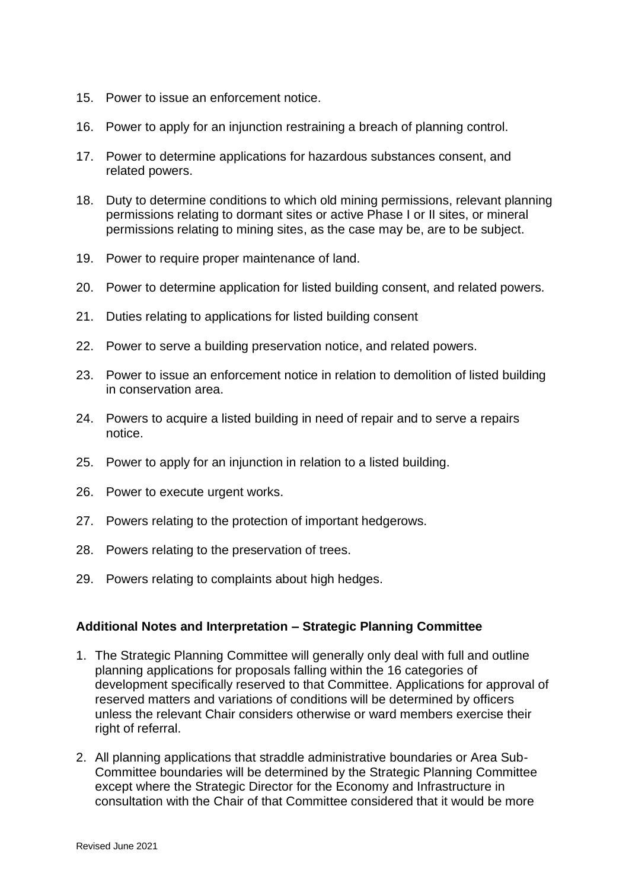15. Power to issue an enforcement notice.

16. Power to apply for an injunction restraining a breach of planning control.

17. Power to determine applications for hazardous substances consent, and related powers.

18. Duty to determine conditions to which old mining permissions, relevant planning permissions relating to dormant sites or active Phase I or II sites, or mineral permissions relating to mining sites, as the case may be, are to be subject.

19. Power to require proper maintenance of land.

20. Power to determine application for listed building consent, and related powers.

21. Duties relating to applications for listed building consent

22. Power to serve a building preservation notice, and related powers.

23. Power to issue an enforcement notice in relation to demolition of listed building in conservation area.

24. Powers to acquire a listed building in need of repair and to serve a repairs notice.

25. Power to apply for an injunction in relation to a listed building.

26. Power to execute urgent works.

27. Powers relating to the protection of important hedgerows.

28. Powers relating to the preservation of trees.

29. Powers relating to complaints about high hedges.

**Additional Notes and Interpretation – Strategic Planning Committee**

1. The Strategic Planning Committee will generally only deal with full and outline planning applications for proposals falling within the 16 categories of development specifically reserved to that Committee. Applications for approval of reserved matters and variations of conditions will be determined by officers unless the relevant Chair considers otherwise or ward members exercise their right of referral.

2. All planning applications that straddle administrative boundaries or Area Sub-Committee boundaries will be determined by the Strategic Planning Committee except where the Strategic Director for the Economy and Infrastructure in consultation with the Chair of that Committee considered that it would be more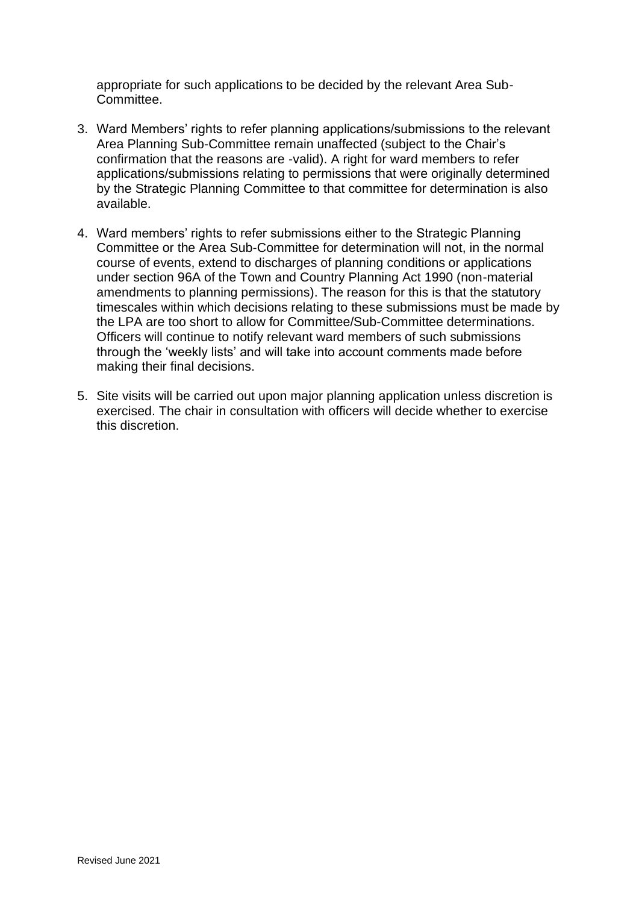appropriate for such applications to be decided by the relevant Area Sub-Committee.

3. Ward Members' rights to refer planning applications/submissions to the relevant Area Planning Sub-Committee remain unaffected (subject to the Chair's confirmation that the reasons are -valid). A right for ward members to refer applications/submissions relating to permissions that were originally determined by the Strategic Planning Committee to that committee for determination is also available.

4. Ward members' rights to refer submissions either to the Strategic Planning Committee or the Area Sub-Committee for determination will not, in the normal course of events, extend to discharges of planning conditions or applications under section 96A of the Town and Country Planning Act 1990 (non-material amendments to planning permissions). The reason for this is that the statutory timescales within which decisions relating to these submissions must be made by the LPA are too short to allow for Committee/Sub-Committee determinations. Officers will continue to notify relevant ward members of such submissions through the 'weekly lists' and will take into account comments made before making their final decisions.

5. Site visits will be carried out upon major planning application unless discretion is exercised. The chair in consultation with officers will decide whether to exercise this discretion.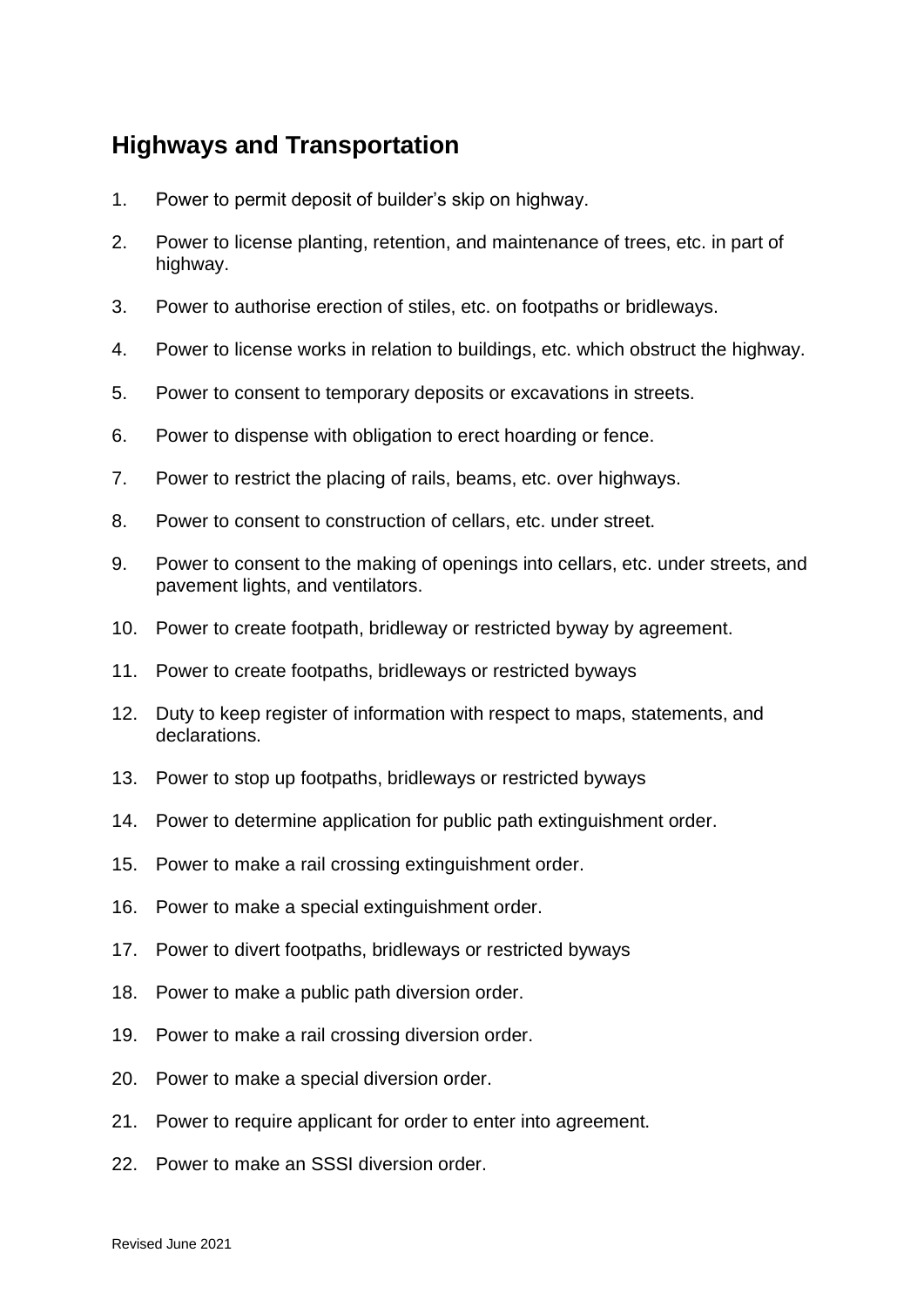## Highways and Transportation

1. Power to permit deposit of builder’s skip on highway.
2. Power to license planting, retention, and maintenance of trees, etc. in part of highway.
3. Power to authorise erection of stiles, etc. on footpaths or bridleways.
4. Power to license works in relation to buildings, etc. which obstruct the highway.
5. Power to consent to temporary deposits or excavations in streets.
6. Power to dispense with obligation to erect hoarding or fence.
7. Power to restrict the placing of rails, beams, etc. over highways.
8. Power to consent to construction of cellars, etc. under street.
9. Power to consent to the making of openings into cellars, etc. under streets, and pavement lights, and ventilators.
10. Power to create footpath, bridleway or restricted byway by agreement.
11. Power to create footpaths, bridleways or restricted byways
12. Duty to keep register of information with respect to maps, statements, and declarations.
13. Power to stop up footpaths, bridleways or restricted byways
14. Power to determine application for public path extinguishment order.
15. Power to make a rail crossing extinguishment order.
16. Power to make a special extinguishment order.
17. Power to divert footpaths, bridleways or restricted byways
18. Power to make a public path diversion order.
19. Power to make a rail crossing diversion order.
20. Power to make a special diversion order.
21. Power to require applicant for order to enter into agreement.
22. Power to make an SSSI diversion order.

Revised June 2021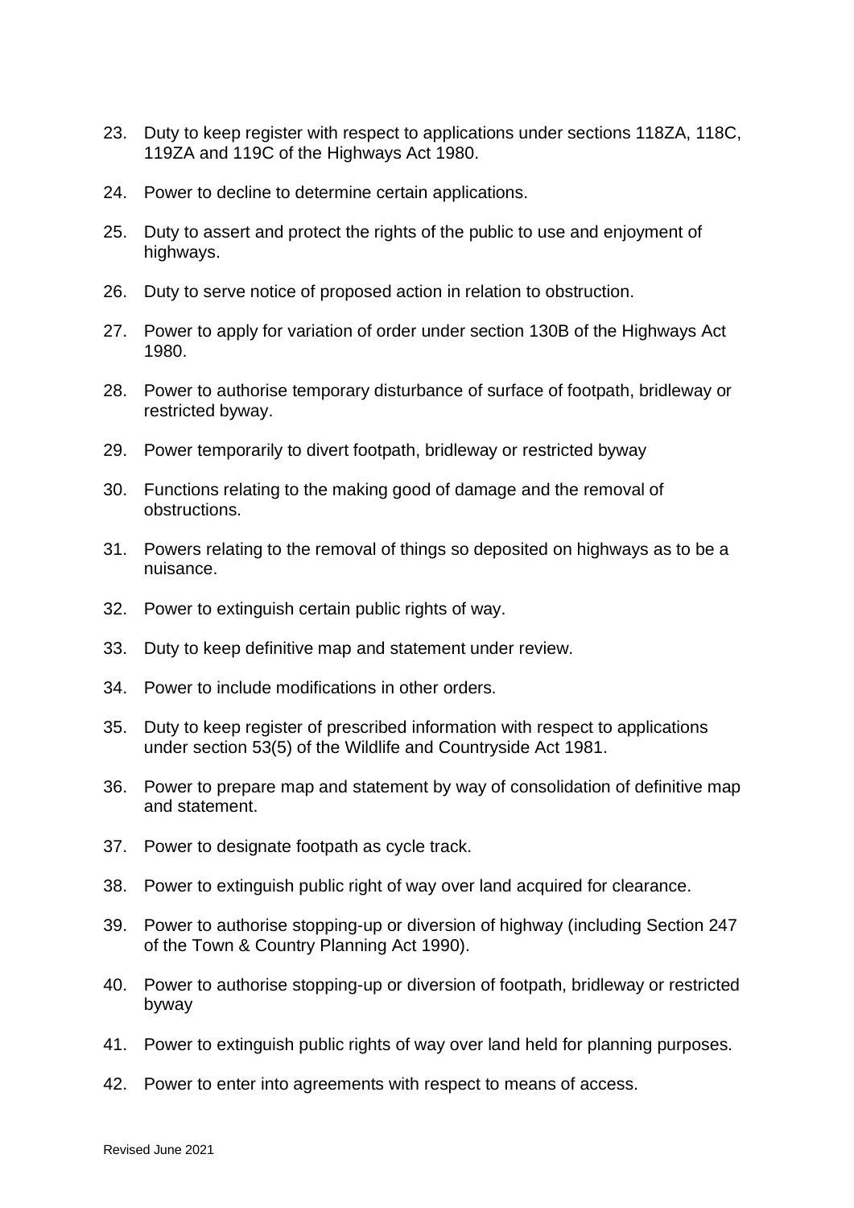23. Duty to keep register with respect to applications under sections 118ZA, 118C, 119ZA and 119C of the Highways Act 1980.

24. Power to decline to determine certain applications.

25. Duty to assert and protect the rights of the public to use and enjoyment of highways.

26. Duty to serve notice of proposed action in relation to obstruction.

27. Power to apply for variation of order under section 130B of the Highways Act 1980.

28. Power to authorise temporary disturbance of surface of footpath, bridleway or restricted byway.

29. Power temporarily to divert footpath, bridleway or restricted byway

30. Functions relating to the making good of damage and the removal of obstructions.

31. Powers relating to the removal of things so deposited on highways as to be a nuisance.

32. Power to extinguish certain public rights of way.

33. Duty to keep definitive map and statement under review.

34. Power to include modifications in other orders.

35. Duty to keep register of prescribed information with respect to applications under section 53(5) of the Wildlife and Countryside Act 1981.

36. Power to prepare map and statement by way of consolidation of definitive map and statement.

37. Power to designate footpath as cycle track.

38. Power to extinguish public right of way over land acquired for clearance.

39. Power to authorise stopping-up or diversion of highway (including Section 247 of the Town & Country Planning Act 1990).

40. Power to authorise stopping-up or diversion of footpath, bridleway or restricted byway

41. Power to extinguish public rights of way over land held for planning purposes.

42. Power to enter into agreements with respect to means of access.

Revised June 2021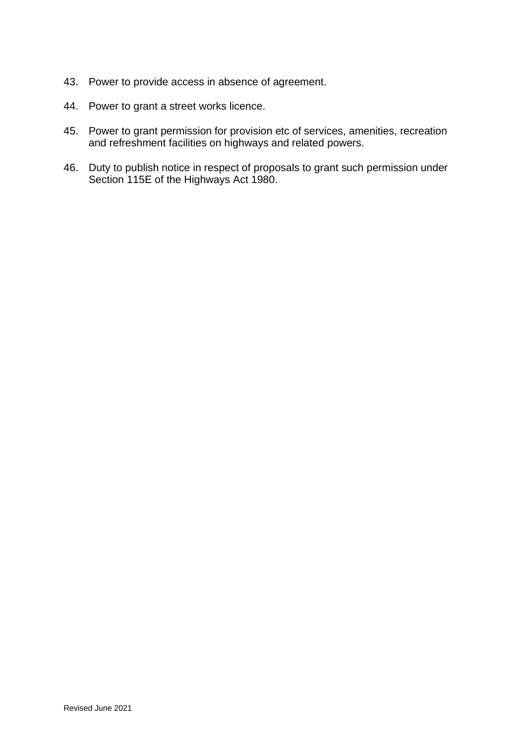43. Power to provide access in absence of agreement.

44. Power to grant a street works licence.

45. Power to grant permission for provision etc of services, amenities, recreation and refreshment facilities on highways and related powers.

46. Duty to publish notice in respect of proposals to grant such permission under Section 115E of the Highways Act 1980.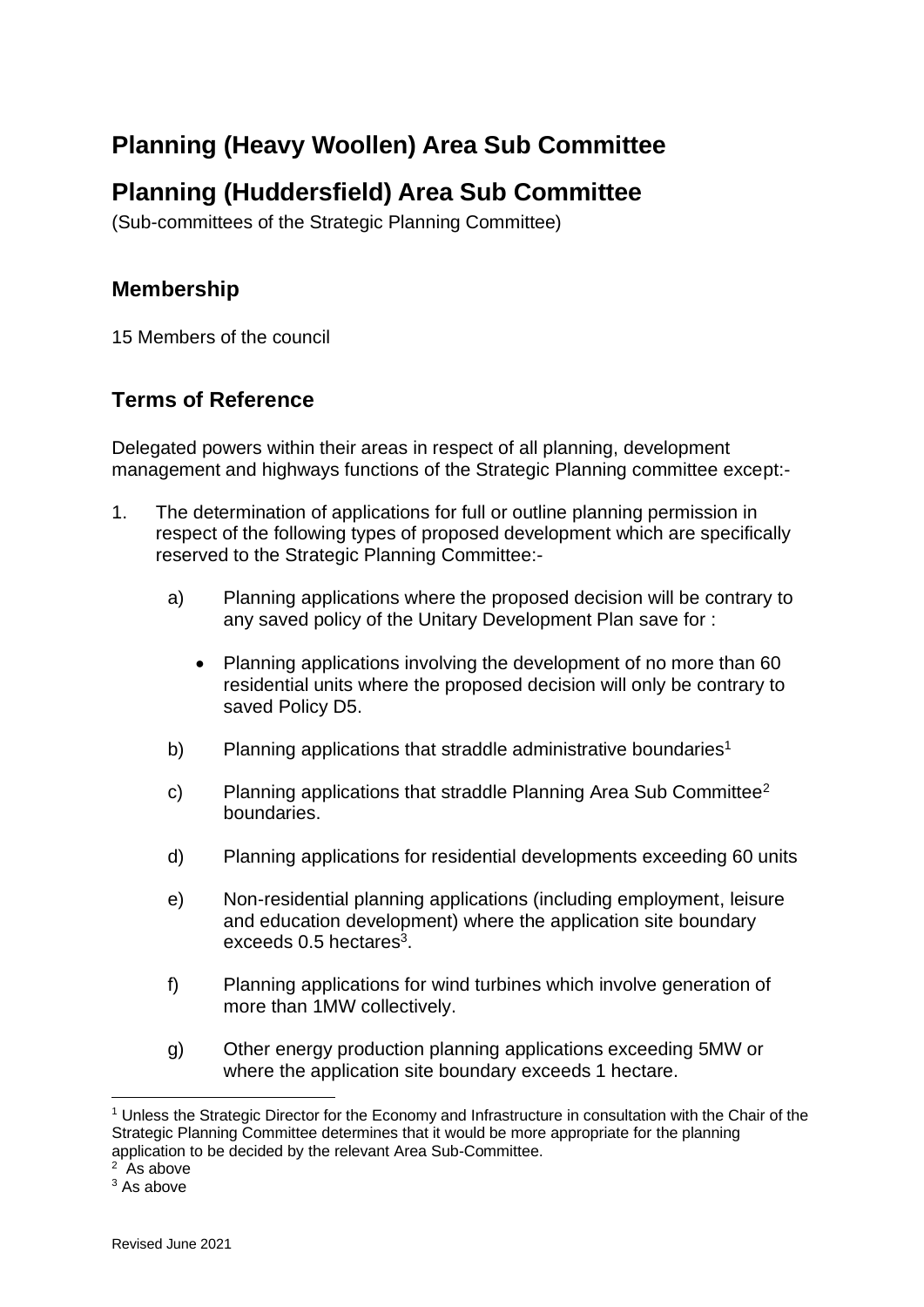# Planning (Heavy Woollen) Area Sub Committee

# Planning (Huddersfield) Area Sub Committee

(Sub-committees of the Strategic Planning Committee)

## Membership

15 Members of the council

## Terms of Reference

Delegated powers within their areas in respect of all planning, development management and highways functions of the Strategic Planning committee except:-

1. The determination of applications for full or outline planning permission in respect of the following types of proposed development which are specifically reserved to the Strategic Planning Committee:-

   a) Planning applications where the proposed decision will be contrary to any saved policy of the Unitary Development Plan save for :

      - Planning applications involving the development of no more than 60 residential units where the proposed decision will only be contrary to saved Policy D5.

   b) Planning applications that straddle administrative boundaries[1]

   c) Planning applications that straddle Planning Area Sub Committee[2] boundaries.

   d) Planning applications for residential developments exceeding 60 units

   e) Non-residential planning applications (including employment, leisure and education development) where the application site boundary exceeds 0.5 hectares[3].

   f) Planning applications for wind turbines which involve generation of more than 1MW collectively.

   g) Other energy production planning applications exceeding 5MW or where the application site boundary exceeds 1 hectare.

---

[1] Unless the Strategic Director for the Economy and Infrastructure in consultation with the Chair of the Strategic Planning Committee determines that it would be more appropriate for the planning application to be decided by the relevant Area Sub-Committee.

[2] As above

[3] As above

Revised June 2021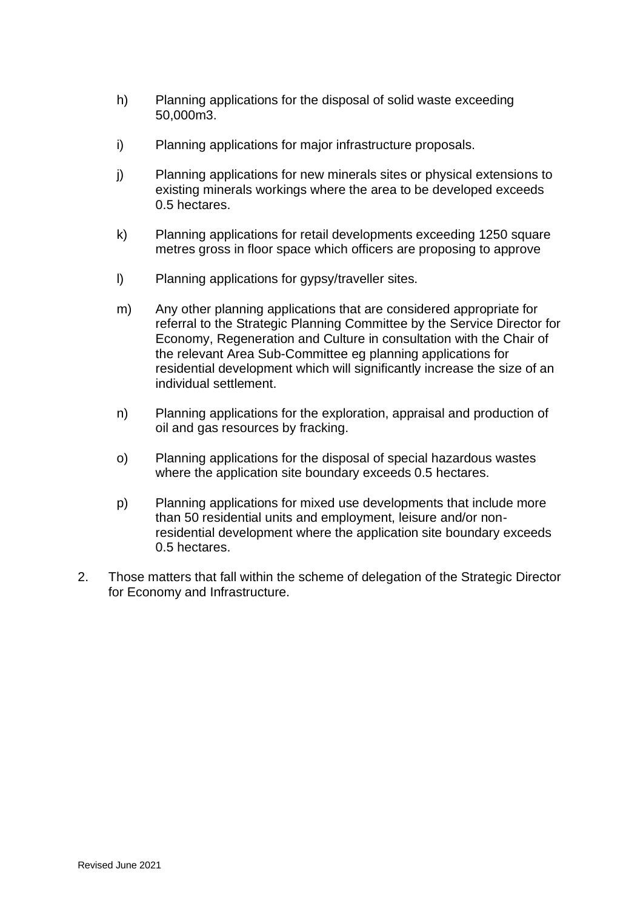h) Planning applications for the disposal of solid waste exceeding 50,000m3.

i) Planning applications for major infrastructure proposals.

j) Planning applications for new minerals sites or physical extensions to existing minerals workings where the area to be developed exceeds 0.5 hectares.

k) Planning applications for retail developments exceeding 1250 square metres gross in floor space which officers are proposing to approve

l) Planning applications for gypsy/traveller sites.

m) Any other planning applications that are considered appropriate for referral to the Strategic Planning Committee by the Service Director for Economy, Regeneration and Culture in consultation with the Chair of the relevant Area Sub-Committee eg planning applications for residential development which will significantly increase the size of an individual settlement.

n) Planning applications for the exploration, appraisal and production of oil and gas resources by fracking.

o) Planning applications for the disposal of special hazardous wastes where the application site boundary exceeds 0.5 hectares.

p) Planning applications for mixed use developments that include more than 50 residential units and employment, leisure and/or non-residential development where the application site boundary exceeds 0.5 hectares.

2. Those matters that fall within the scheme of delegation of the Strategic Director for Economy and Infrastructure.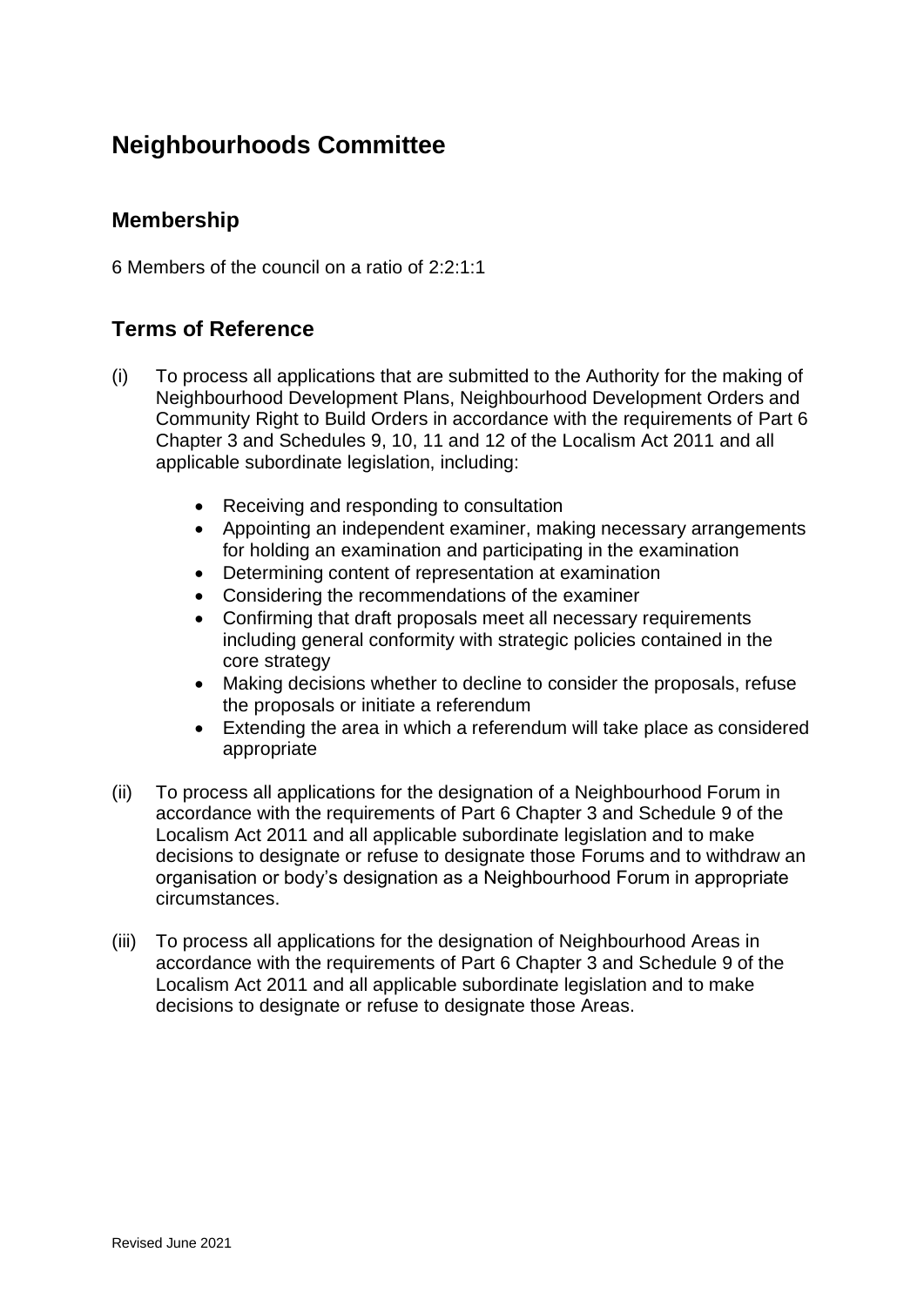# Neighbourhoods Committee

## Membership

6 Members of the council on a ratio of 2:2:1:1

## Terms of Reference

(i) To process all applications that are submitted to the Authority for the making of Neighbourhood Development Plans, Neighbourhood Development Orders and Community Right to Build Orders in accordance with the requirements of Part 6 Chapter 3 and Schedules 9, 10, 11 and 12 of the Localism Act 2011 and all applicable subordinate legislation, including:

- Receiving and responding to consultation
- Appointing an independent examiner, making necessary arrangements for holding an examination and participating in the examination
- Determining content of representation at examination
- Considering the recommendations of the examiner
- Confirming that draft proposals meet all necessary requirements including general conformity with strategic policies contained in the core strategy
- Making decisions whether to decline to consider the proposals, refuse the proposals or initiate a referendum
- Extending the area in which a referendum will take place as considered appropriate

(ii) To process all applications for the designation of a Neighbourhood Forum in accordance with the requirements of Part 6 Chapter 3 and Schedule 9 of the Localism Act 2011 and all applicable subordinate legislation and to make decisions to designate or refuse to designate those Forums and to withdraw an organisation or body's designation as a Neighbourhood Forum in appropriate circumstances.

(iii) To process all applications for the designation of Neighbourhood Areas in accordance with the requirements of Part 6 Chapter 3 and Schedule 9 of the Localism Act 2011 and all applicable subordinate legislation and to make decisions to designate or refuse to designate those Areas.

Revised June 2021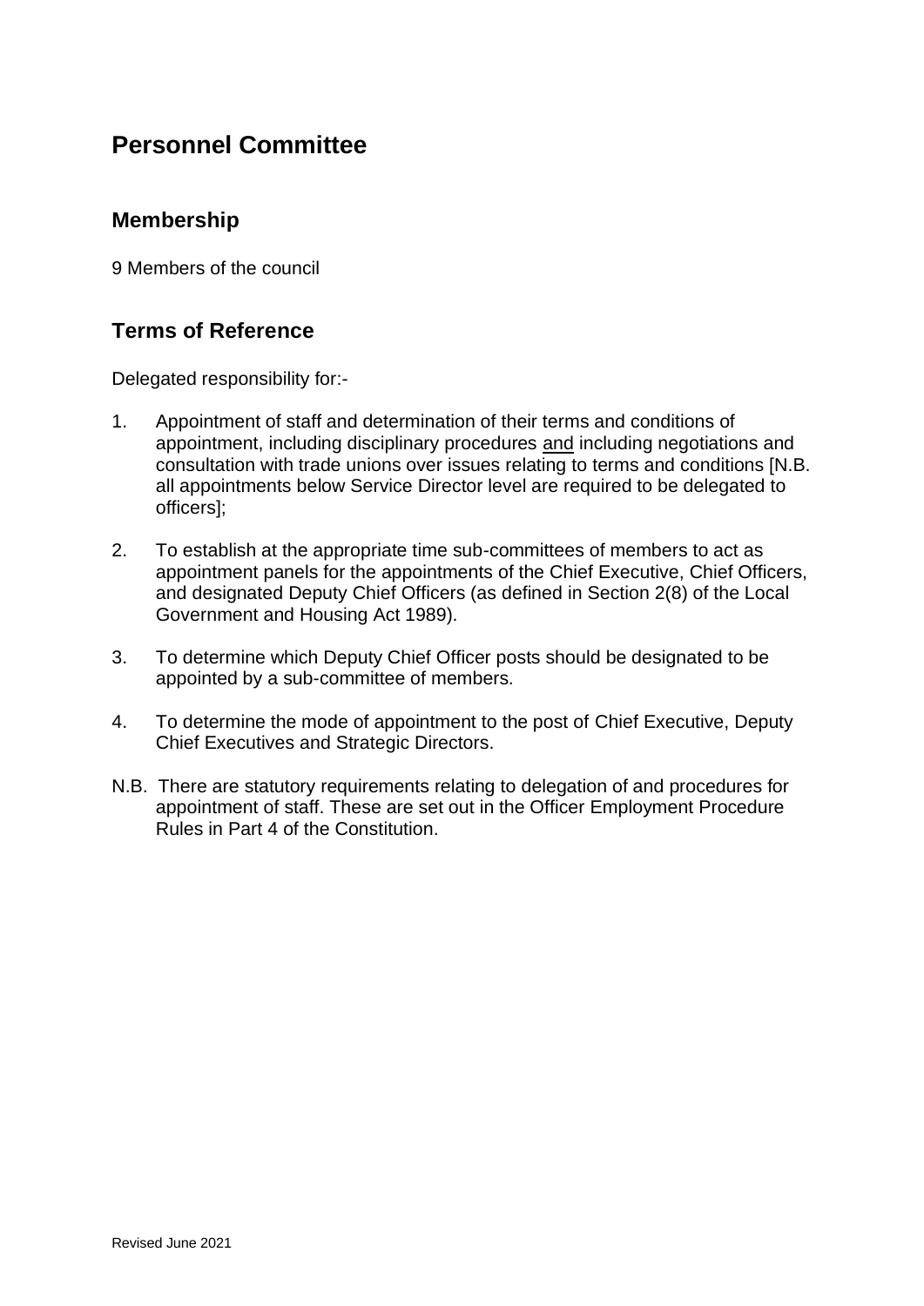# Personnel Committee

## Membership

9 Members of the council

## Terms of Reference

Delegated responsibility for:-

1. Appointment of staff and determination of their terms and conditions of appointment, including disciplinary procedures <u>and</u> including negotiations and consultation with trade unions over issues relating to terms and conditions [N.B. all appointments below Service Director level are required to be delegated to officers];

2. To establish at the appropriate time sub-committees of members to act as appointment panels for the appointments of the Chief Executive, Chief Officers, and designated Deputy Chief Officers (as defined in Section 2(8) of the Local Government and Housing Act 1989).

3. To determine which Deputy Chief Officer posts should be designated to be appointed by a sub-committee of members.

4. To determine the mode of appointment to the post of Chief Executive, Deputy Chief Executives and Strategic Directors.

N.B. There are statutory requirements relating to delegation of and procedures for appointment of staff. These are set out in the Officer Employment Procedure Rules in Part 4 of the Constitution.

Revised June 2021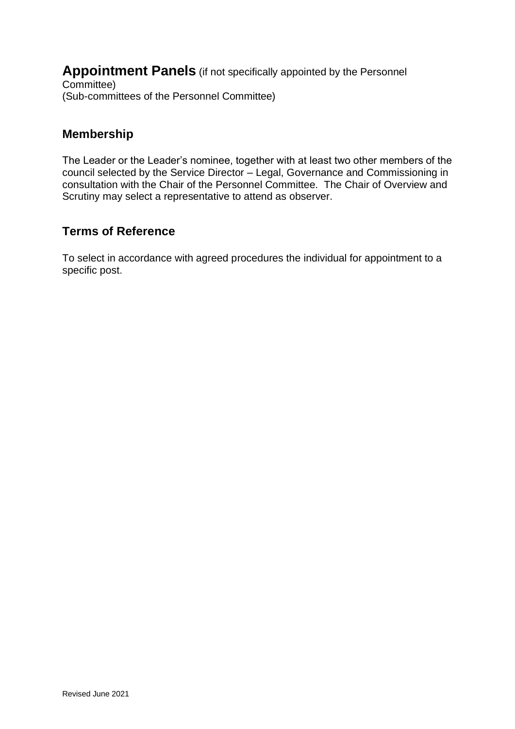# **Appointment Panels** (if not specifically appointed by the Personnel Committee)

(Sub-committees of the Personnel Committee)

## Membership

The Leader or the Leader's nominee, together with at least two other members of the council selected by the Service Director – Legal, Governance and Commissioning in consultation with the Chair of the Personnel Committee. The Chair of Overview and Scrutiny may select a representative to attend as observer.

## Terms of Reference

To select in accordance with agreed procedures the individual for appointment to a specific post.

Revised June 2021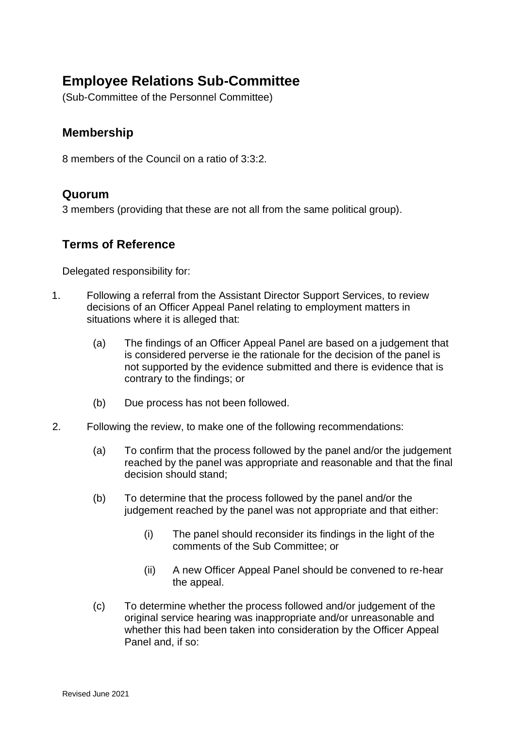# Employee Relations Sub-Committee

(Sub-Committee of the Personnel Committee)

## Membership

8 members of the Council on a ratio of 3:3:2.

## Quorum

3 members (providing that these are not all from the same political group).

## Terms of Reference

Delegated responsibility for:

1. Following a referral from the Assistant Director Support Services, to review decisions of an Officer Appeal Panel relating to employment matters in situations where it is alleged that:

   (a) The findings of an Officer Appeal Panel are based on a judgement that is considered perverse ie the rationale for the decision of the panel is not supported by the evidence submitted and there is evidence that is contrary to the findings; or

   (b) Due process has not been followed.

2. Following the review, to make one of the following recommendations:

   (a) To confirm that the process followed by the panel and/or the judgement reached by the panel was appropriate and reasonable and that the final decision should stand;

   (b) To determine that the process followed by the panel and/or the judgement reached by the panel was not appropriate and that either:

      (i) The panel should reconsider its findings in the light of the comments of the Sub Committee; or

      (ii) A new Officer Appeal Panel should be convened to re-hear the appeal.

   (c) To determine whether the process followed and/or judgement of the original service hearing was inappropriate and/or unreasonable and whether this had been taken into consideration by the Officer Appeal Panel and, if so:

Revised June 2021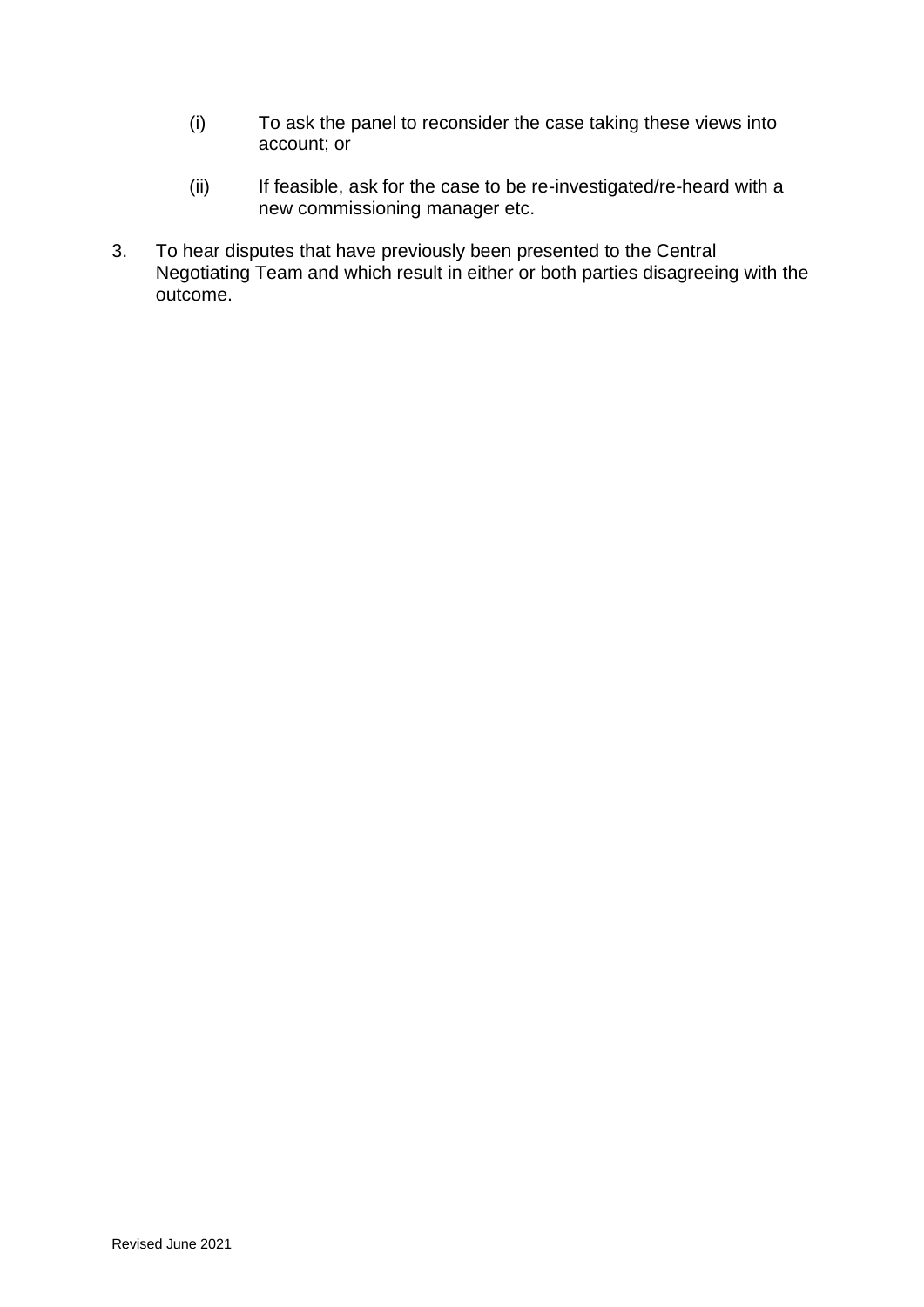(i) To ask the panel to reconsider the case taking these views into account; or

(ii) If feasible, ask for the case to be re-investigated/re-heard with a new commissioning manager etc.

3. To hear disputes that have previously been presented to the Central Negotiating Team and which result in either or both parties disagreeing with the outcome.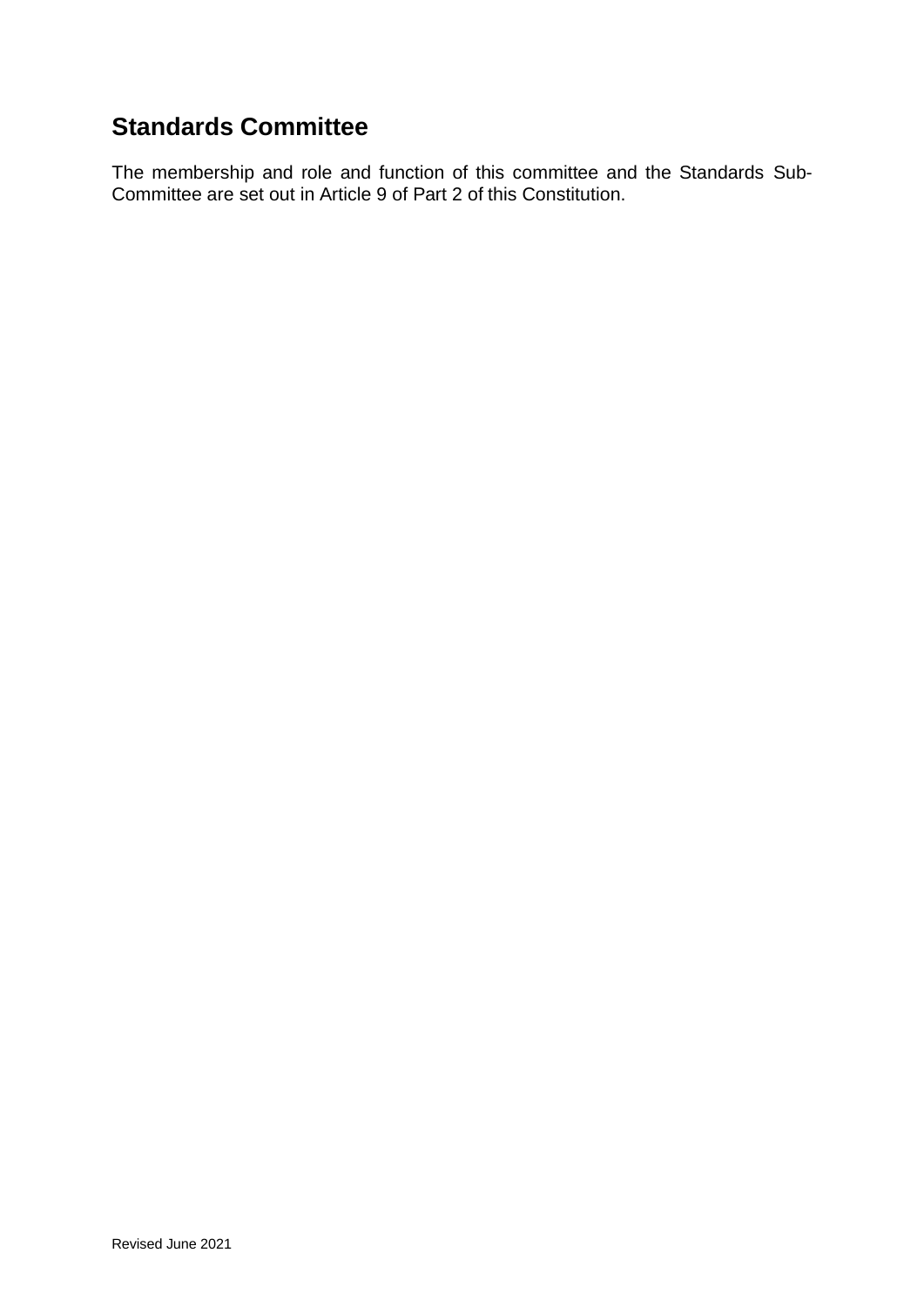## Standards Committee

The membership and role and function of this committee and the Standards Sub-Committee are set out in Article 9 of Part 2 of this Constitution.

Revised June 2021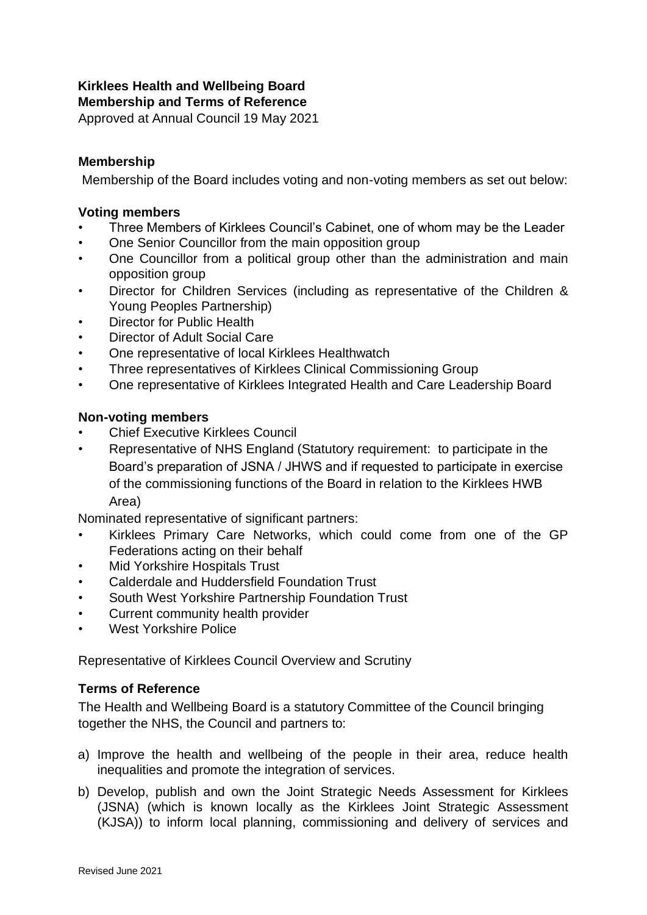**Kirklees Health and Wellbeing Board**
**Membership and Terms of Reference**
Approved at Annual Council 19 May 2021

**Membership**

Membership of the Board includes voting and non-voting members as set out below:

**Voting members**

- Three Members of Kirklees Council's Cabinet, one of whom may be the Leader
- One Senior Councillor from the main opposition group
- One Councillor from a political group other than the administration and main opposition group
- Director for Children Services (including as representative of the Children & Young Peoples Partnership)
- Director for Public Health
- Director of Adult Social Care
- One representative of local Kirklees Healthwatch
- Three representatives of Kirklees Clinical Commissioning Group
- One representative of Kirklees Integrated Health and Care Leadership Board

**Non-voting members**

- Chief Executive Kirklees Council
- Representative of NHS England (Statutory requirement: to participate in the Board's preparation of JSNA / JHWS and if requested to participate in exercise of the commissioning functions of the Board in relation to the Kirklees HWB Area)

Nominated representative of significant partners:

- Kirklees Primary Care Networks, which could come from one of the GP Federations acting on their behalf
- Mid Yorkshire Hospitals Trust
- Calderdale and Huddersfield Foundation Trust
- South West Yorkshire Partnership Foundation Trust
- Current community health provider
- West Yorkshire Police

Representative of Kirklees Council Overview and Scrutiny

**Terms of Reference**

The Health and Wellbeing Board is a statutory Committee of the Council bringing together the NHS, the Council and partners to:

a) Improve the health and wellbeing of the people in their area, reduce health inequalities and promote the integration of services.

b) Develop, publish and own the Joint Strategic Needs Assessment for Kirklees (JSNA) (which is known locally as the Kirklees Joint Strategic Assessment (KJSA)) to inform local planning, commissioning and delivery of services and

Revised June 2021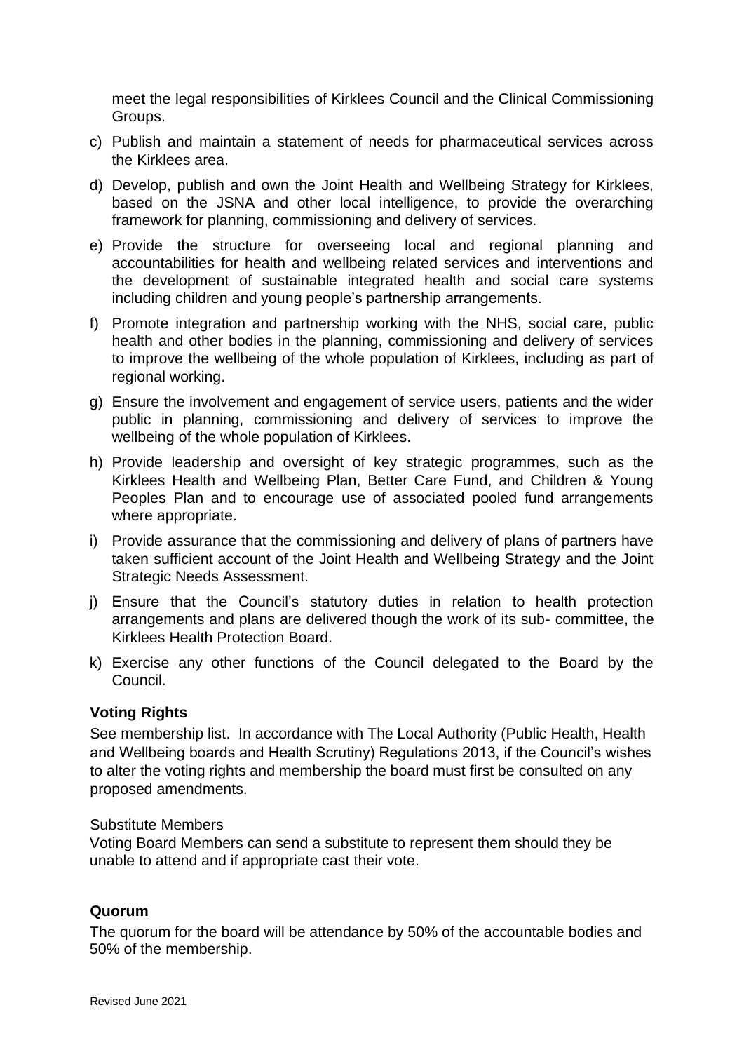meet the legal responsibilities of Kirklees Council and the Clinical Commissioning Groups.

c) Publish and maintain a statement of needs for pharmaceutical services across the Kirklees area.

d) Develop, publish and own the Joint Health and Wellbeing Strategy for Kirklees, based on the JSNA and other local intelligence, to provide the overarching framework for planning, commissioning and delivery of services.

e) Provide the structure for overseeing local and regional planning and accountabilities for health and wellbeing related services and interventions and the development of sustainable integrated health and social care systems including children and young people's partnership arrangements.

f) Promote integration and partnership working with the NHS, social care, public health and other bodies in the planning, commissioning and delivery of services to improve the wellbeing of the whole population of Kirklees, including as part of regional working.

g) Ensure the involvement and engagement of service users, patients and the wider public in planning, commissioning and delivery of services to improve the wellbeing of the whole population of Kirklees.

h) Provide leadership and oversight of key strategic programmes, such as the Kirklees Health and Wellbeing Plan, Better Care Fund, and Children & Young Peoples Plan and to encourage use of associated pooled fund arrangements where appropriate.

i) Provide assurance that the commissioning and delivery of plans of partners have taken sufficient account of the Joint Health and Wellbeing Strategy and the Joint Strategic Needs Assessment.

j) Ensure that the Council's statutory duties in relation to health protection arrangements and plans are delivered though the work of its sub- committee, the Kirklees Health Protection Board.

k) Exercise any other functions of the Council delegated to the Board by the Council.

**Voting Rights**

See membership list. In accordance with The Local Authority (Public Health, Health and Wellbeing boards and Health Scrutiny) Regulations 2013, if the Council's wishes to alter the voting rights and membership the board must first be consulted on any proposed amendments.

Substitute Members

Voting Board Members can send a substitute to represent them should they be unable to attend and if appropriate cast their vote.

**Quorum**

The quorum for the board will be attendance by 50% of the accountable bodies and 50% of the membership.

Revised June 2021